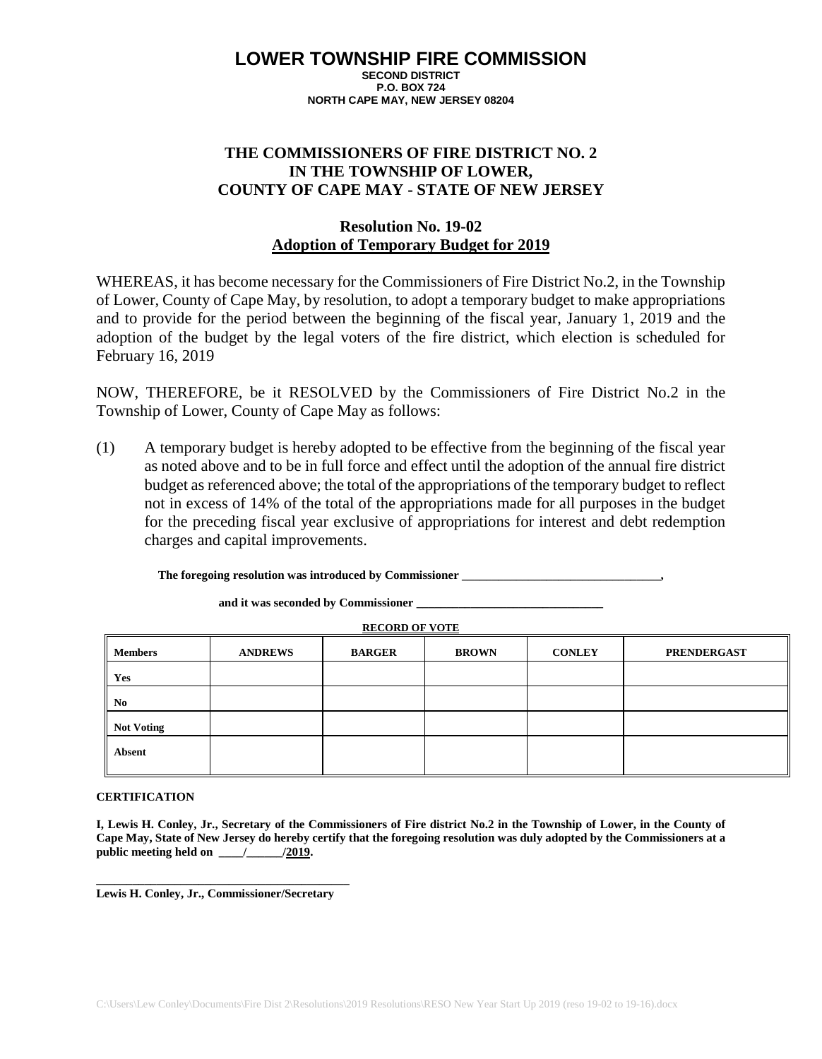# LOWER TOWNSHIP FIRE COMMISSION

**SECOND DISTRICT**
**P.O. BOX 724**
**NORTH CAPE MAY, NEW JERSEY 08204**

## THE COMMISSIONERS OF FIRE DISTRICT NO. 2 IN THE TOWNSHIP OF LOWER, COUNTY OF CAPE MAY - STATE OF NEW JERSEY

### Resolution No. 19-02
### <u>Adoption of Temporary Budget for 2019</u>

WHEREAS, it has become necessary for the Commissioners of Fire District No.2, in the Township of Lower, County of Cape May, by resolution, to adopt a temporary budget to make appropriations and to provide for the period between the beginning of the fiscal year, January 1, 2019 and the adoption of the budget by the legal voters of the fire district, which election is scheduled for February 16, 2019

NOW, THEREFORE, be it RESOLVED by the Commissioners of Fire District No.2 in the Township of Lower, County of Cape May as follows:

(1) A temporary budget is hereby adopted to be effective from the beginning of the fiscal year as noted above and to be in full force and effect until the adoption of the annual fire district budget as referenced above; the total of the appropriations of the temporary budget to reflect not in excess of 14% of the total of the appropriations made for all purposes in the budget for the preceding fiscal year exclusive of appropriations for interest and debt redemption charges and capital improvements.

**The foregoing resolution was introduced by Commissioner \_\_\_\_\_\_\_\_\_\_\_\_\_\_\_\_\_\_\_\_\_\_\_\_\_\_\_\_\_\_\_\_,**

**and it was seconded by Commissioner \_\_\_\_\_\_\_\_\_\_\_\_\_\_\_\_\_\_\_\_\_\_\_\_\_\_\_\_\_\_\_**

**<u>RECORD OF VOTE</u>**

| Members | ANDREWS | BARGER | BROWN | CONLEY | PRENDERGAST |
|---|---|---|---|---|---|
| Yes | | | | | |
| No | | | | | |
| Not Voting | | | | | |
| Absent | | | | | |

**CERTIFICATION**

**I, Lewis H. Conley, Jr., Secretary of the Commissioners of Fire district No.2 in the Township of Lower, in the County of Cape May, State of New Jersey do hereby certify that the foregoing resolution was duly adopted by the Commissioners at a public meeting held on \_\_\_\_/\_\_\_\_\_\_/<u>2019</u>.**

\_\_\_\_\_\_\_\_\_\_\_\_\_\_\_\_\_\_\_\_\_\_\_\_\_\_\_\_\_\_\_\_\_\_\_\_\_\_\_\_\_\_
**Lewis H. Conley, Jr., Commissioner/Secretary**

C:\Users\Lew Conley\Documents\Fire Dist 2\Resolutions\2019 Resolutions\RESO New Year Start Up 2019 (reso 19-02 to 19-16).docx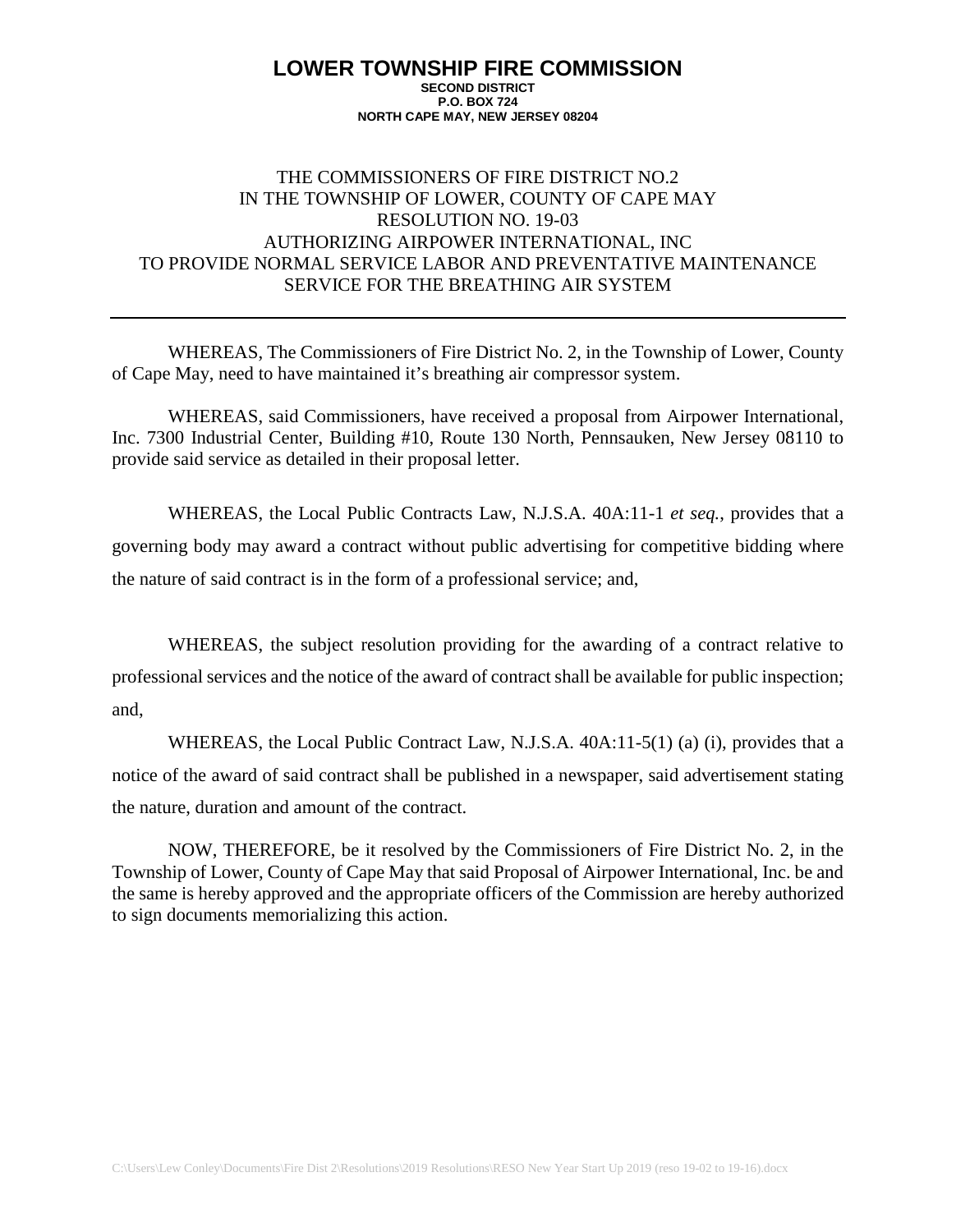# LOWER TOWNSHIP FIRE COMMISSION

**SECOND DISTRICT**
**P.O. BOX 724**
**NORTH CAPE MAY, NEW JERSEY 08204**

THE COMMISSIONERS OF FIRE DISTRICT NO.2
IN THE TOWNSHIP OF LOWER, COUNTY OF CAPE MAY
RESOLUTION NO. 19-03
AUTHORIZING AIRPOWER INTERNATIONAL, INC
TO PROVIDE NORMAL SERVICE LABOR AND PREVENTATIVE MAINTENANCE SERVICE FOR THE BREATHING AIR SYSTEM

---

WHEREAS, The Commissioners of Fire District No. 2, in the Township of Lower, County of Cape May, need to have maintained it's breathing air compressor system.

WHEREAS, said Commissioners, have received a proposal from Airpower International, Inc. 7300 Industrial Center, Building #10, Route 130 North, Pennsauken, New Jersey 08110 to provide said service as detailed in their proposal letter.

WHEREAS, the Local Public Contracts Law, N.J.S.A. 40A:11-1 *et seq.*, provides that a governing body may award a contract without public advertising for competitive bidding where the nature of said contract is in the form of a professional service; and,

WHEREAS, the subject resolution providing for the awarding of a contract relative to professional services and the notice of the award of contract shall be available for public inspection; and,

WHEREAS, the Local Public Contract Law, N.J.S.A. 40A:11-5(1) (a) (i), provides that a notice of the award of said contract shall be published in a newspaper, said advertisement stating the nature, duration and amount of the contract.

NOW, THEREFORE, be it resolved by the Commissioners of Fire District No. 2, in the Township of Lower, County of Cape May that said Proposal of Airpower International, Inc. be and the same is hereby approved and the appropriate officers of the Commission are hereby authorized to sign documents memorializing this action.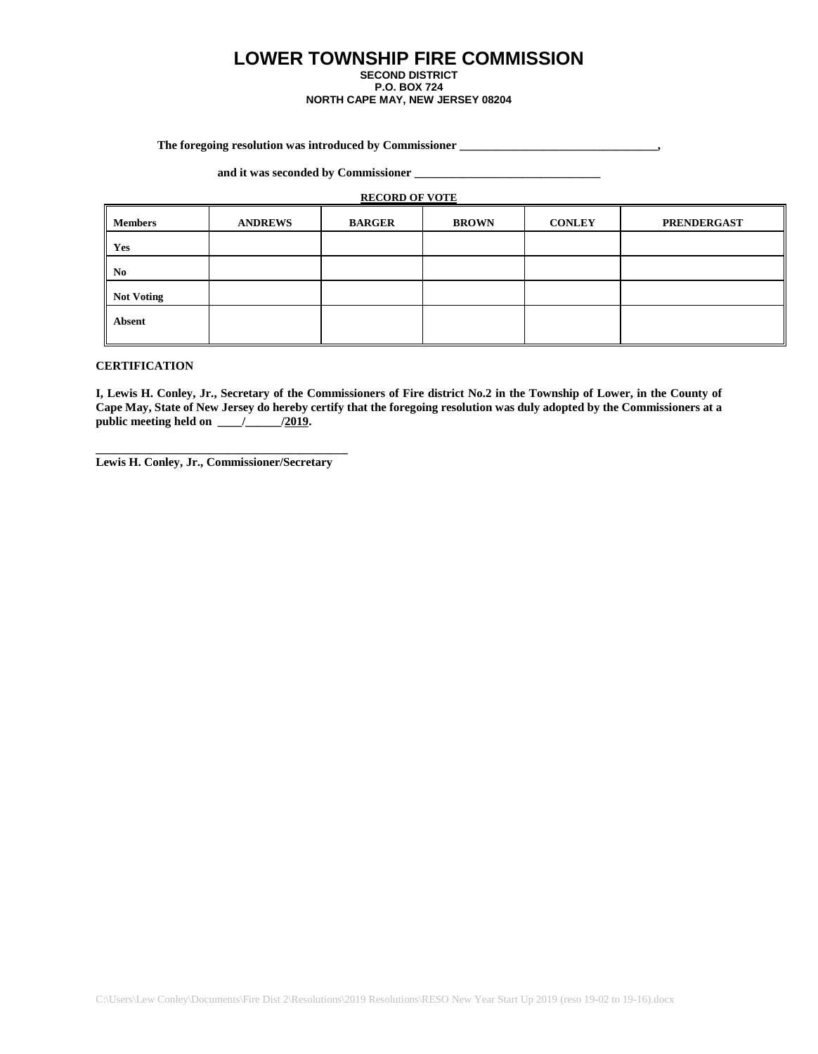# LOWER TOWNSHIP FIRE COMMISSION

**SECOND DISTRICT**
**P.O. BOX 724**
**NORTH CAPE MAY, NEW JERSEY 08204**

**The foregoing resolution was introduced by Commissioner _________________________________,**

**and it was seconded by Commissioner _______________________________**

**RECORD OF VOTE**

| Members | ANDREWS | BARGER | BROWN | CONLEY | PRENDERGAST |
|---|---|---|---|---|---|
| Yes | | | | | |
| No | | | | | |
| Not Voting | | | | | |
| Absent | | | | | |

**CERTIFICATION**

**I, Lewis H. Conley, Jr., Secretary of the Commissioners of Fire district No.2 in the Township of Lower, in the County of Cape May, State of New Jersey do hereby certify that the foregoing resolution was duly adopted by the Commissioners at a public meeting held on ____/______/2019.**

__________________________________________
**Lewis H. Conley, Jr., Commissioner/Secretary**

C:\Users\Lew Conley\Documents\Fire Dist 2\Resolutions\2019 Resolutions\RESO New Year Start Up 2019 (reso 19-02 to 19-16).docx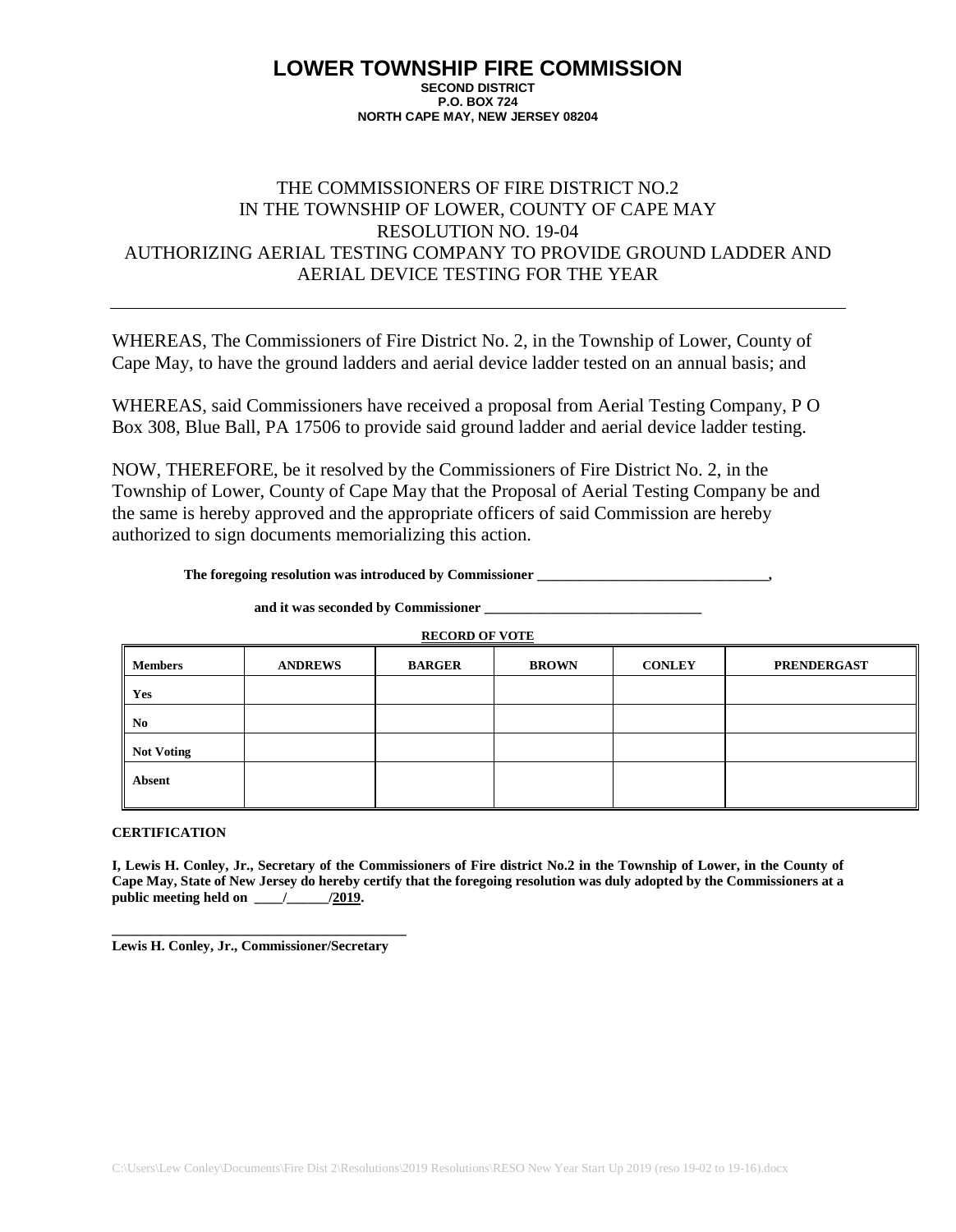# LOWER TOWNSHIP FIRE COMMISSION

**SECOND DISTRICT**
**P.O. BOX 724**
**NORTH CAPE MAY, NEW JERSEY 08204**

THE COMMISSIONERS OF FIRE DISTRICT NO.2
IN THE TOWNSHIP OF LOWER, COUNTY OF CAPE MAY
RESOLUTION NO. 19-04
AUTHORIZING AERIAL TESTING COMPANY TO PROVIDE GROUND LADDER AND AERIAL DEVICE TESTING FOR THE YEAR

---

WHEREAS, The Commissioners of Fire District No. 2, in the Township of Lower, County of Cape May, to have the ground ladders and aerial device ladder tested on an annual basis; and

WHEREAS, said Commissioners have received a proposal from Aerial Testing Company, P O Box 308, Blue Ball, PA 17506 to provide said ground ladder and aerial device ladder testing.

NOW, THEREFORE, be it resolved by the Commissioners of Fire District No. 2, in the Township of Lower, County of Cape May that the Proposal of Aerial Testing Company be and the same is hereby approved and the appropriate officers of said Commission are hereby authorized to sign documents memorializing this action.

**The foregoing resolution was introduced by Commissioner ________________________________,**

**and it was seconded by Commissioner ______________________________**

**RECORD OF VOTE**

| Members | ANDREWS | BARGER | BROWN | CONLEY | PRENDERGAST |
|---|---|---|---|---|---|
| Yes | | | | | |
| No | | | | | |
| Not Voting | | | | | |
| Absent | | | | | |

**CERTIFICATION**

**I, Lewis H. Conley, Jr., Secretary of the Commissioners of Fire district No.2 in the Township of Lower, in the County of Cape May, State of New Jersey do hereby certify that the foregoing resolution was duly adopted by the Commissioners at a public meeting held on ____/______/2019.**

**__________________________________________**
**Lewis H. Conley, Jr., Commissioner/Secretary**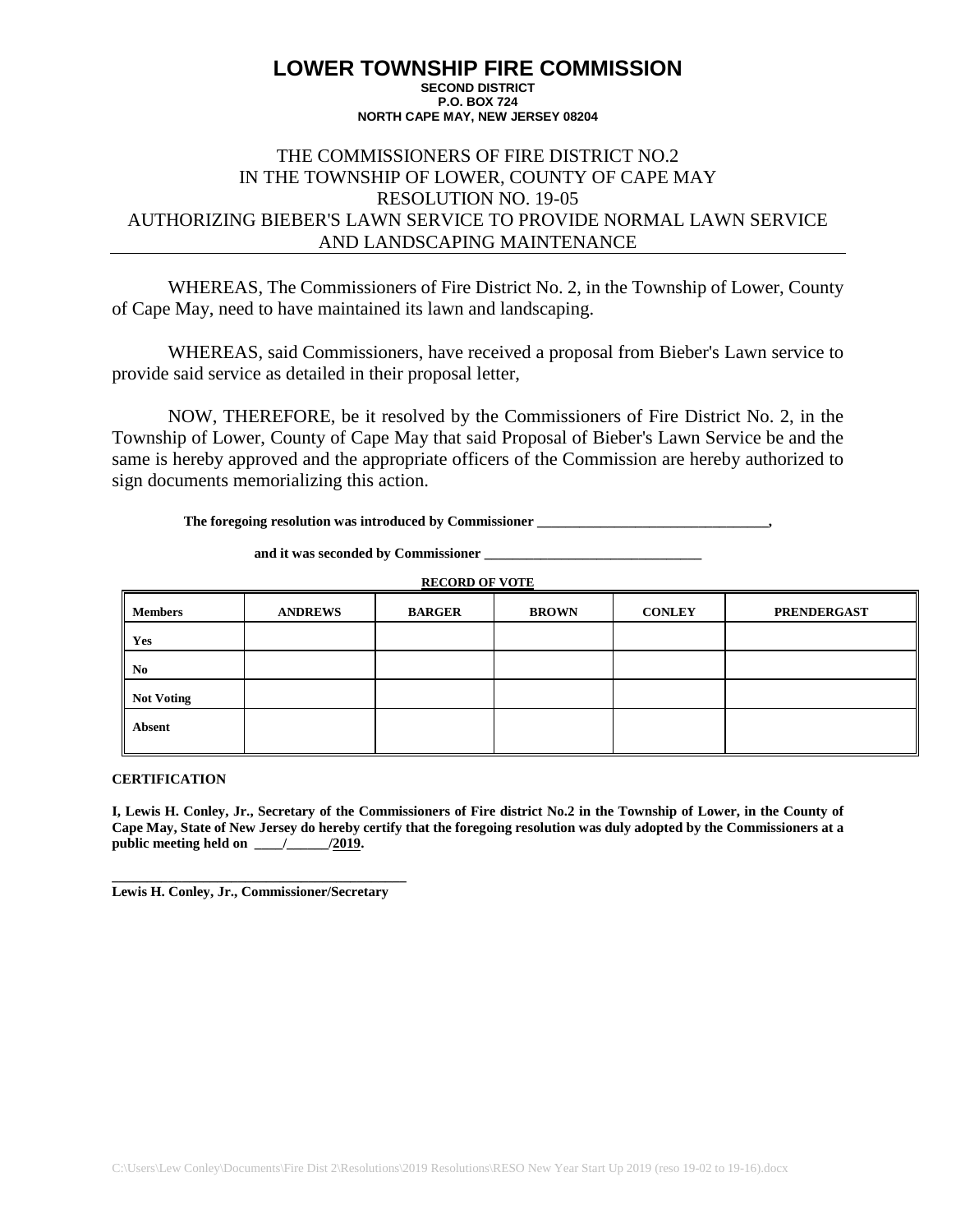# LOWER TOWNSHIP FIRE COMMISSION

**SECOND DISTRICT**
**P.O. BOX 724**
**NORTH CAPE MAY, NEW JERSEY 08204**

THE COMMISSIONERS OF FIRE DISTRICT NO.2
IN THE TOWNSHIP OF LOWER, COUNTY OF CAPE MAY
RESOLUTION NO. 19-05
AUTHORIZING BIEBER'S LAWN SERVICE TO PROVIDE NORMAL LAWN SERVICE AND LANDSCAPING MAINTENANCE

WHEREAS, The Commissioners of Fire District No. 2, in the Township of Lower, County of Cape May, need to have maintained its lawn and landscaping.

WHEREAS, said Commissioners, have received a proposal from Bieber's Lawn service to provide said service as detailed in their proposal letter,

NOW, THEREFORE, be it resolved by the Commissioners of Fire District No. 2, in the Township of Lower, County of Cape May that said Proposal of Bieber's Lawn Service be and the same is hereby approved and the appropriate officers of the Commission are hereby authorized to sign documents memorializing this action.

**The foregoing resolution was introduced by Commissioner \_\_\_\_\_\_\_\_\_\_\_\_\_\_\_\_\_\_\_\_\_\_\_\_\_\_\_\_\_\_\_\_,**

**and it was seconded by Commissioner \_\_\_\_\_\_\_\_\_\_\_\_\_\_\_\_\_\_\_\_\_\_\_\_\_\_\_\_\_\_\_**

**RECORD OF VOTE**

| Members | ANDREWS | BARGER | BROWN | CONLEY | PRENDERGAST |
|---|---|---|---|---|---|
| Yes | | | | | |
| No | | | | | |
| Not Voting | | | | | |
| Absent | | | | | |

**CERTIFICATION**

**I, Lewis H. Conley, Jr., Secretary of the Commissioners of Fire district No.2 in the Township of Lower, in the County of Cape May, State of New Jersey do hereby certify that the foregoing resolution was duly adopted by the Commissioners at a public meeting held on \_\_\_\_/\_\_\_\_\_\_/2019.**

\_\_\_\_\_\_\_\_\_\_\_\_\_\_\_\_\_\_\_\_\_\_\_\_\_\_\_\_\_\_\_\_\_\_\_\_\_\_\_\_
**Lewis H. Conley, Jr., Commissioner/Secretary**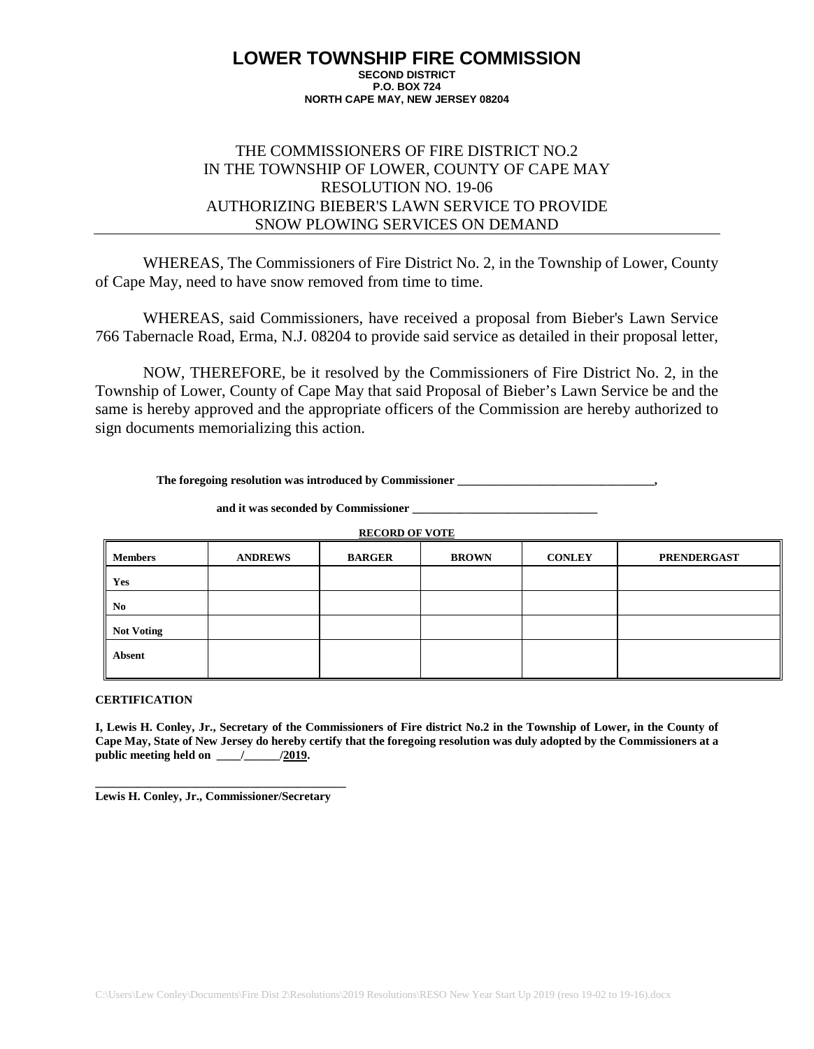# LOWER TOWNSHIP FIRE COMMISSION

**SECOND DISTRICT**
**P.O. BOX 724**
**NORTH CAPE MAY, NEW JERSEY 08204**

THE COMMISSIONERS OF FIRE DISTRICT NO.2
IN THE TOWNSHIP OF LOWER, COUNTY OF CAPE MAY
RESOLUTION NO. 19-06
AUTHORIZING BIEBER'S LAWN SERVICE TO PROVIDE
SNOW PLOWING SERVICES ON DEMAND

WHEREAS, The Commissioners of Fire District No. 2, in the Township of Lower, County of Cape May, need to have snow removed from time to time.

WHEREAS, said Commissioners, have received a proposal from Bieber's Lawn Service 766 Tabernacle Road, Erma, N.J. 08204 to provide said service as detailed in their proposal letter,

NOW, THEREFORE, be it resolved by the Commissioners of Fire District No. 2, in the Township of Lower, County of Cape May that said Proposal of Bieber's Lawn Service be and the same is hereby approved and the appropriate officers of the Commission are hereby authorized to sign documents memorializing this action.

**The foregoing resolution was introduced by Commissioner ________________________________,**

**and it was seconded by Commissioner _______________________________**

**RECORD OF VOTE**

| Members | ANDREWS | BARGER | BROWN | CONLEY | PRENDERGAST |
|---|---|---|---|---|---|
| Yes | | | | | |
| No | | | | | |
| Not Voting | | | | | |
| Absent | | | | | |

**CERTIFICATION**

**I, Lewis H. Conley, Jr., Secretary of the Commissioners of Fire district No.2 in the Township of Lower, in the County of Cape May, State of New Jersey do hereby certify that the foregoing resolution was duly adopted by the Commissioners at a public meeting held on ____/______/2019.**

**__________________________________________**
**Lewis H. Conley, Jr., Commissioner/Secretary**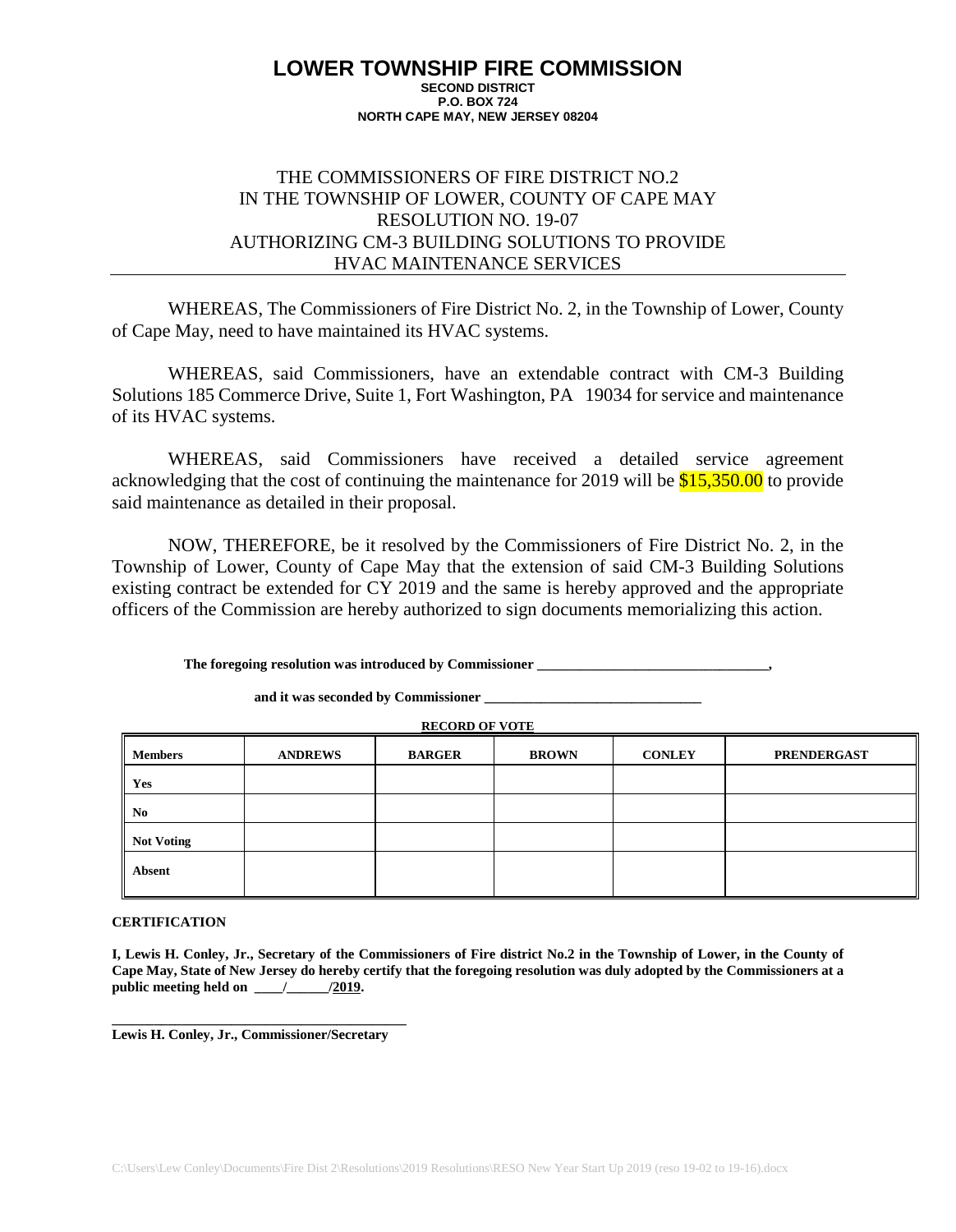# LOWER TOWNSHIP FIRE COMMISSION

**SECOND DISTRICT**
**P.O. BOX 724**
**NORTH CAPE MAY, NEW JERSEY 08204**

THE COMMISSIONERS OF FIRE DISTRICT NO.2
IN THE TOWNSHIP OF LOWER, COUNTY OF CAPE MAY
RESOLUTION NO. 19-07
AUTHORIZING CM-3 BUILDING SOLUTIONS TO PROVIDE
HVAC MAINTENANCE SERVICES

WHEREAS, The Commissioners of Fire District No. 2, in the Township of Lower, County of Cape May, need to have maintained its HVAC systems.

WHEREAS, said Commissioners, have an extendable contract with CM-3 Building Solutions 185 Commerce Drive, Suite 1, Fort Washington, PA 19034 for service and maintenance of its HVAC systems.

WHEREAS, said Commissioners have received a detailed service agreement acknowledging that the cost of continuing the maintenance for 2019 will be $15,350.00 to provide said maintenance as detailed in their proposal.

NOW, THEREFORE, be it resolved by the Commissioners of Fire District No. 2, in the Township of Lower, County of Cape May that the extension of said CM-3 Building Solutions existing contract be extended for CY 2019 and the same is hereby approved and the appropriate officers of the Commission are hereby authorized to sign documents memorializing this action.

**The foregoing resolution was introduced by Commissioner \_\_\_\_\_\_\_\_\_\_\_\_\_\_\_\_\_\_\_\_\_\_\_\_\_\_\_\_\_\_\_\_,**

**and it was seconded by Commissioner \_\_\_\_\_\_\_\_\_\_\_\_\_\_\_\_\_\_\_\_\_\_\_\_\_\_\_\_\_\_\_**

**RECORD OF VOTE**

| Members | ANDREWS | BARGER | BROWN | CONLEY | PRENDERGAST |
|---|---|---|---|---|---|
| Yes | | | | | |
| No | | | | | |
| Not Voting | | | | | |
| Absent | | | | | |

**CERTIFICATION**

**I, Lewis H. Conley, Jr., Secretary of the Commissioners of Fire district No.2 in the Township of Lower, in the County of Cape May, State of New Jersey do hereby certify that the foregoing resolution was duly adopted by the Commissioners at a public meeting held on \_\_\_\_/\_\_\_\_\_\_/2019.**

\_\_\_\_\_\_\_\_\_\_\_\_\_\_\_\_\_\_\_\_\_\_\_\_\_\_\_\_\_\_\_\_\_\_\_\_\_\_\_\_\_\_
**Lewis H. Conley, Jr., Commissioner/Secretary**

C:\Users\Lew Conley\Documents\Fire Dist 2\Resolutions\2019 Resolutions\RESO New Year Start Up 2019 (reso 19-02 to 19-16).docx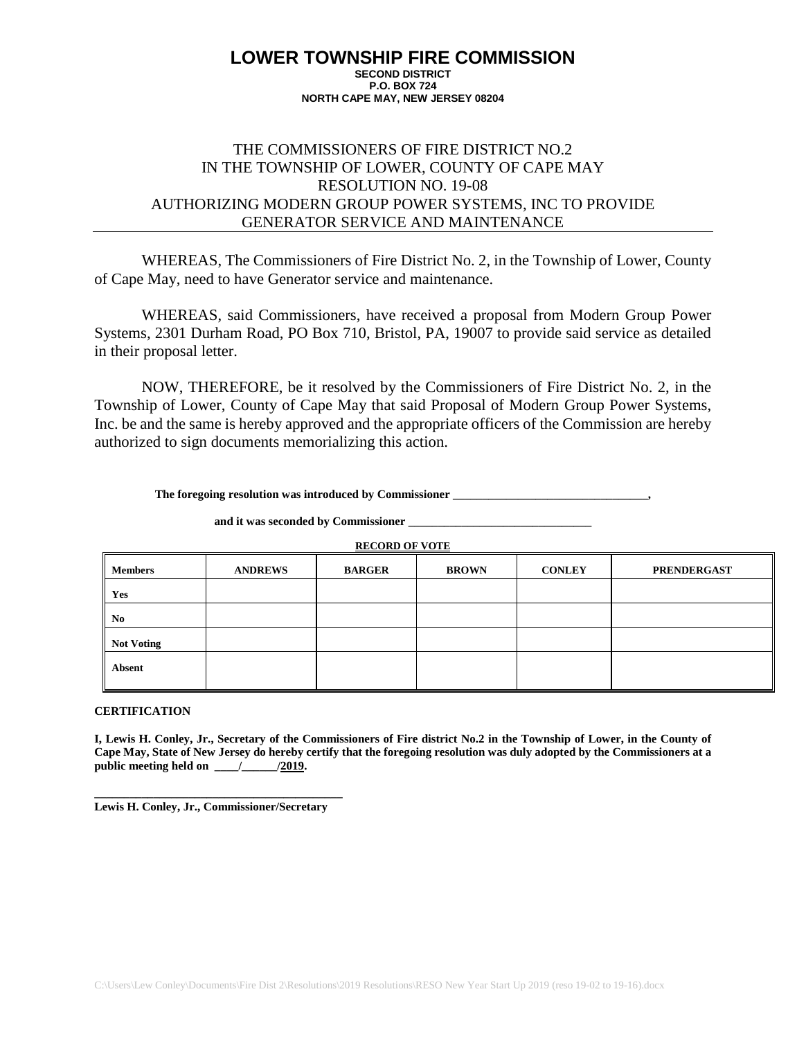# LOWER TOWNSHIP FIRE COMMISSION

**SECOND DISTRICT**
**P.O. BOX 724**
**NORTH CAPE MAY, NEW JERSEY 08204**

THE COMMISSIONERS OF FIRE DISTRICT NO.2
IN THE TOWNSHIP OF LOWER, COUNTY OF CAPE MAY
RESOLUTION NO. 19-08
AUTHORIZING MODERN GROUP POWER SYSTEMS, INC TO PROVIDE GENERATOR SERVICE AND MAINTENANCE

WHEREAS, The Commissioners of Fire District No. 2, in the Township of Lower, County of Cape May, need to have Generator service and maintenance.

WHEREAS, said Commissioners, have received a proposal from Modern Group Power Systems, 2301 Durham Road, PO Box 710, Bristol, PA, 19007 to provide said service as detailed in their proposal letter.

NOW, THEREFORE, be it resolved by the Commissioners of Fire District No. 2, in the Township of Lower, County of Cape May that said Proposal of Modern Group Power Systems, Inc. be and the same is hereby approved and the appropriate officers of the Commission are hereby authorized to sign documents memorializing this action.

**The foregoing resolution was introduced by Commissioner \_\_\_\_\_\_\_\_\_\_\_\_\_\_\_\_\_\_\_\_\_\_\_\_\_\_\_\_\_\_\_\_,**

**and it was seconded by Commissioner \_\_\_\_\_\_\_\_\_\_\_\_\_\_\_\_\_\_\_\_\_\_\_\_\_\_\_\_\_\_\_**

**RECORD OF VOTE**

| Members | ANDREWS | BARGER | BROWN | CONLEY | PRENDERGAST |
|---|---|---|---|---|---|
| Yes | | | | | |
| No | | | | | |
| Not Voting | | | | | |
| Absent | | | | | |

**CERTIFICATION**

**I, Lewis H. Conley, Jr., Secretary of the Commissioners of Fire district No.2 in the Township of Lower, in the County of Cape May, State of New Jersey do hereby certify that the foregoing resolution was duly adopted by the Commissioners at a public meeting held on \_\_\_\_/\_\_\_\_\_\_/2019.**

\_\_\_\_\_\_\_\_\_\_\_\_\_\_\_\_\_\_\_\_\_\_\_\_\_\_\_\_\_\_\_\_\_\_\_\_\_\_\_\_\_\_
**Lewis H. Conley, Jr., Commissioner/Secretary**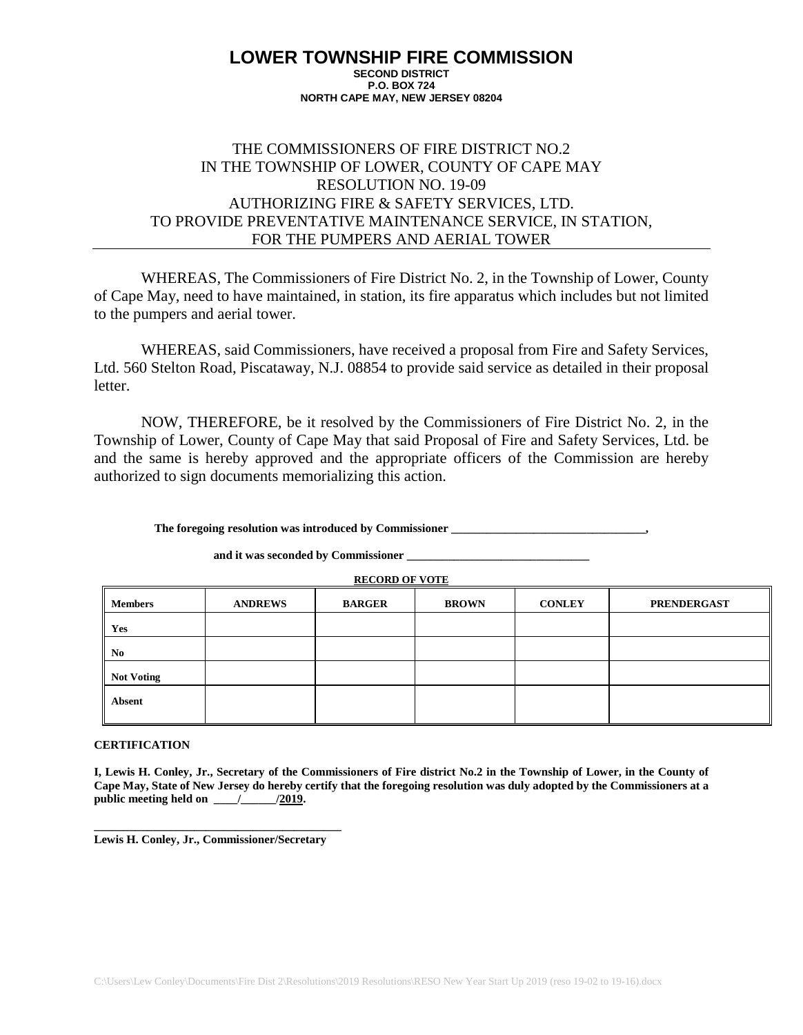# LOWER TOWNSHIP FIRE COMMISSION

**SECOND DISTRICT**
**P.O. BOX 724**
**NORTH CAPE MAY, NEW JERSEY 08204**

THE COMMISSIONERS OF FIRE DISTRICT NO.2
IN THE TOWNSHIP OF LOWER, COUNTY OF CAPE MAY
RESOLUTION NO. 19-09
AUTHORIZING FIRE & SAFETY SERVICES, LTD.
TO PROVIDE PREVENTATIVE MAINTENANCE SERVICE, IN STATION,
FOR THE PUMPERS AND AERIAL TOWER

WHEREAS, The Commissioners of Fire District No. 2, in the Township of Lower, County of Cape May, need to have maintained, in station, its fire apparatus which includes but not limited to the pumpers and aerial tower.

WHEREAS, said Commissioners, have received a proposal from Fire and Safety Services, Ltd. 560 Stelton Road, Piscataway, N.J. 08854 to provide said service as detailed in their proposal letter.

NOW, THEREFORE, be it resolved by the Commissioners of Fire District No. 2, in the Township of Lower, County of Cape May that said Proposal of Fire and Safety Services, Ltd. be and the same is hereby approved and the appropriate officers of the Commission are hereby authorized to sign documents memorializing this action.

**The foregoing resolution was introduced by Commissioner ________________________________,**

**and it was seconded by Commissioner ______________________________**

**RECORD OF VOTE**

| Members | ANDREWS | BARGER | BROWN | CONLEY | PRENDERGAST |
|---|---|---|---|---|---|
| Yes | | | | | |
| No | | | | | |
| Not Voting | | | | | |
| Absent | | | | | |

**CERTIFICATION**

**I, Lewis H. Conley, Jr., Secretary of the Commissioners of Fire district No.2 in the Township of Lower, in the County of Cape May, State of New Jersey do hereby certify that the foregoing resolution was duly adopted by the Commissioners at a public meeting held on ____/______/2019.**

**_________________________________________**
**Lewis H. Conley, Jr., Commissioner/Secretary**

C:\Users\Lew Conley\Documents\Fire Dist 2\Resolutions\2019 Resolutions\RESO New Year Start Up 2019 (reso 19-02 to 19-16).docx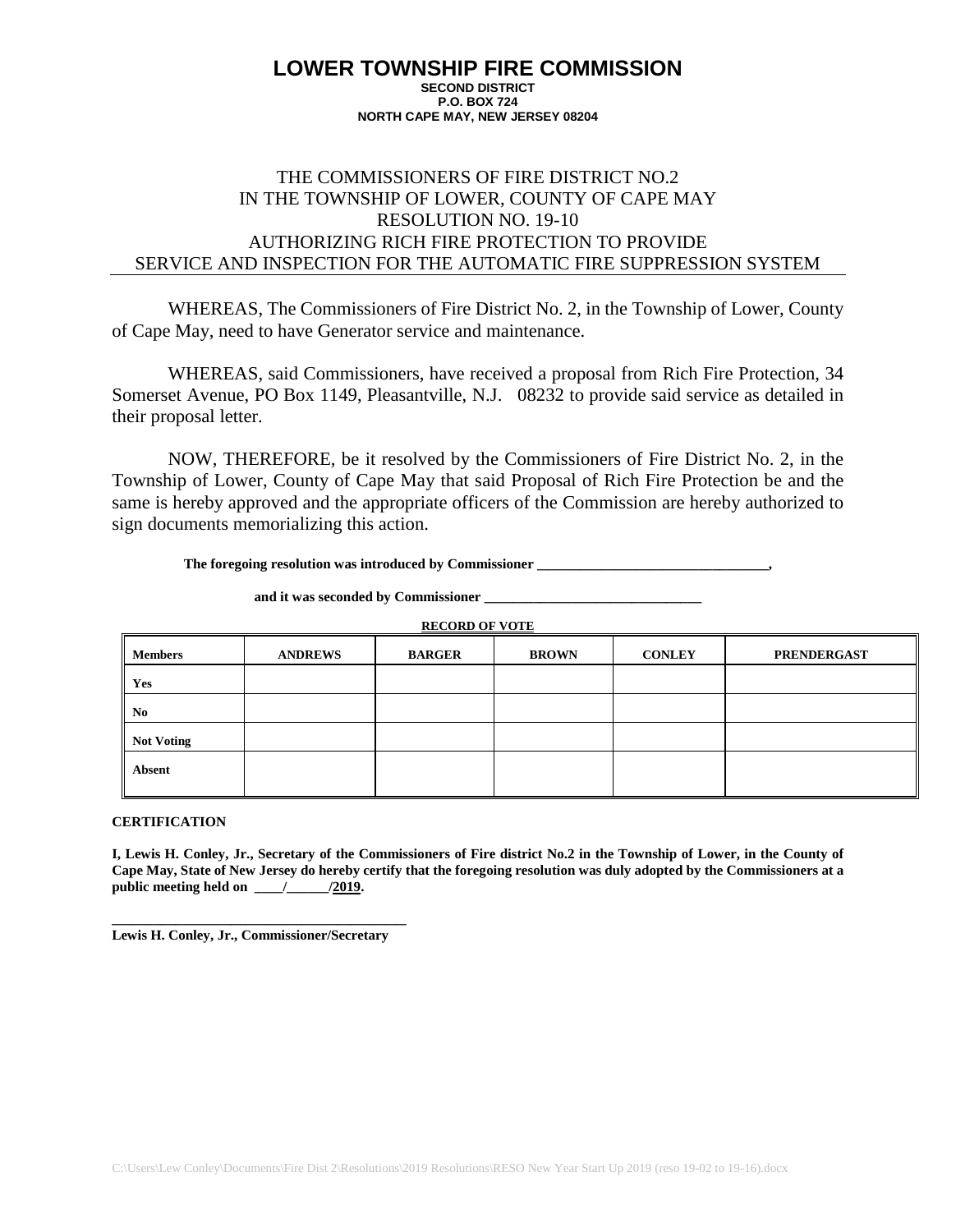# LOWER TOWNSHIP FIRE COMMISSION

**SECOND DISTRICT**
**P.O. BOX 724**
**NORTH CAPE MAY, NEW JERSEY 08204**

THE COMMISSIONERS OF FIRE DISTRICT NO.2
IN THE TOWNSHIP OF LOWER, COUNTY OF CAPE MAY
RESOLUTION NO. 19-10
AUTHORIZING RICH FIRE PROTECTION TO PROVIDE
SERVICE AND INSPECTION FOR THE AUTOMATIC FIRE SUPPRESSION SYSTEM

WHEREAS, The Commissioners of Fire District No. 2, in the Township of Lower, County of Cape May, need to have Generator service and maintenance.

WHEREAS, said Commissioners, have received a proposal from Rich Fire Protection, 34 Somerset Avenue, PO Box 1149, Pleasantville, N.J. 08232 to provide said service as detailed in their proposal letter.

NOW, THEREFORE, be it resolved by the Commissioners of Fire District No. 2, in the Township of Lower, County of Cape May that said Proposal of Rich Fire Protection be and the same is hereby approved and the appropriate officers of the Commission are hereby authorized to sign documents memorializing this action.

**The foregoing resolution was introduced by Commissioner \_\_\_\_\_\_\_\_\_\_\_\_\_\_\_\_\_\_\_\_\_\_\_\_\_\_\_\_\_\_\_\_,**

**and it was seconded by Commissioner \_\_\_\_\_\_\_\_\_\_\_\_\_\_\_\_\_\_\_\_\_\_\_\_\_\_\_\_\_\_\_**

**RECORD OF VOTE**

| Members | ANDREWS | BARGER | BROWN | CONLEY | PRENDERGAST |
|---|---|---|---|---|---|
| Yes | | | | | |
| No | | | | | |
| Not Voting | | | | | |
| Absent | | | | | |

**CERTIFICATION**

**I, Lewis H. Conley, Jr., Secretary of the Commissioners of Fire district No.2 in the Township of Lower, in the County of Cape May, State of New Jersey do hereby certify that the foregoing resolution was duly adopted by the Commissioners at a public meeting held on \_\_\_\_/\_\_\_\_\_\_/2019.**

\_\_\_\_\_\_\_\_\_\_\_\_\_\_\_\_\_\_\_\_\_\_\_\_\_\_\_\_\_\_\_\_\_\_\_\_\_\_\_\_\_
**Lewis H. Conley, Jr., Commissioner/Secretary**

C:\Users\Lew Conley\Documents\Fire Dist 2\Resolutions\2019 Resolutions\RESO New Year Start Up 2019 (reso 19-02 to 19-16).docx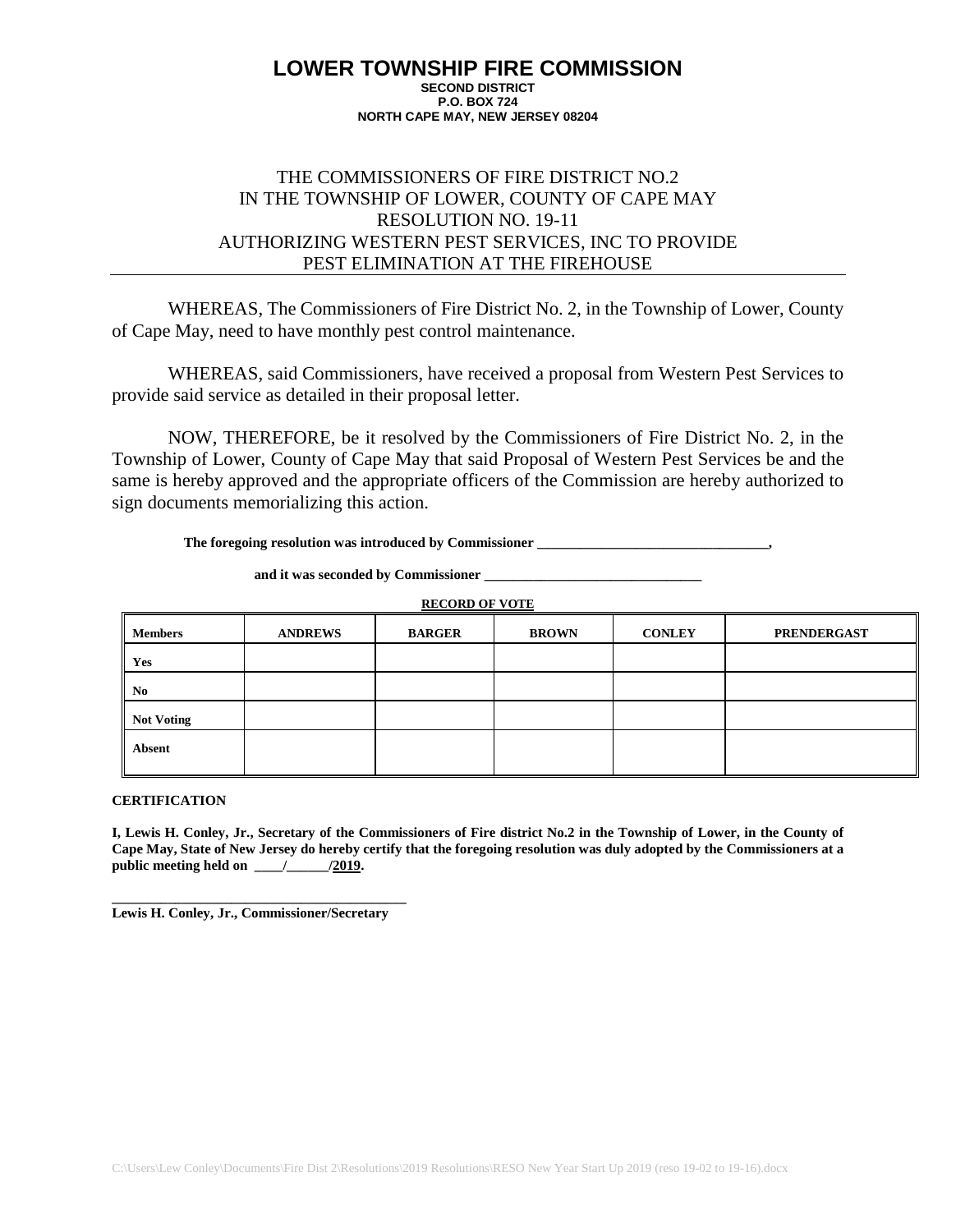# LOWER TOWNSHIP FIRE COMMISSION

**SECOND DISTRICT**
**P.O. BOX 724**
**NORTH CAPE MAY, NEW JERSEY 08204**

THE COMMISSIONERS OF FIRE DISTRICT NO.2
IN THE TOWNSHIP OF LOWER, COUNTY OF CAPE MAY
RESOLUTION NO. 19-11
AUTHORIZING WESTERN PEST SERVICES, INC TO PROVIDE
PEST ELIMINATION AT THE FIREHOUSE

---

WHEREAS, The Commissioners of Fire District No. 2, in the Township of Lower, County of Cape May, need to have monthly pest control maintenance.

WHEREAS, said Commissioners, have received a proposal from Western Pest Services to provide said service as detailed in their proposal letter.

NOW, THEREFORE, be it resolved by the Commissioners of Fire District No. 2, in the Township of Lower, County of Cape May that said Proposal of Western Pest Services be and the same is hereby approved and the appropriate officers of the Commission are hereby authorized to sign documents memorializing this action.

**The foregoing resolution was introduced by Commissioner ________________________________,**

**and it was seconded by Commissioner _______________________________**

**RECORD OF VOTE**

| Members | ANDREWS | BARGER | BROWN | CONLEY | PRENDERGAST |
|---|---|---|---|---|---|
| Yes | | | | | |
| No | | | | | |
| Not Voting | | | | | |
| Absent | | | | | |

**CERTIFICATION**

**I, Lewis H. Conley, Jr., Secretary of the Commissioners of Fire district No.2 in the Township of Lower, in the County of Cape May, State of New Jersey do hereby certify that the foregoing resolution was duly adopted by the Commissioners at a public meeting held on ____/______/2019.**

**_________________________________________**
**Lewis H. Conley, Jr., Commissioner/Secretary**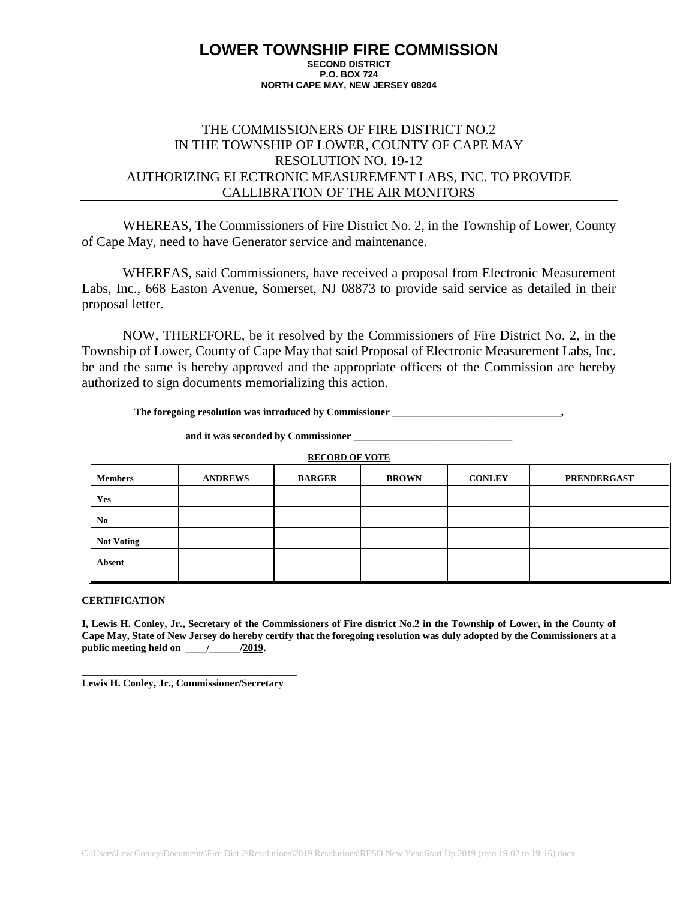# LOWER TOWNSHIP FIRE COMMISSION

**SECOND DISTRICT**
**P.O. BOX 724**
**NORTH CAPE MAY, NEW JERSEY 08204**

THE COMMISSIONERS OF FIRE DISTRICT NO.2
IN THE TOWNSHIP OF LOWER, COUNTY OF CAPE MAY
RESOLUTION NO. 19-12
AUTHORIZING ELECTRONIC MEASUREMENT LABS, INC. TO PROVIDE CALLIBRATION OF THE AIR MONITORS

WHEREAS, The Commissioners of Fire District No. 2, in the Township of Lower, County of Cape May, need to have Generator service and maintenance.

WHEREAS, said Commissioners, have received a proposal from Electronic Measurement Labs, Inc., 668 Easton Avenue, Somerset, NJ 08873 to provide said service as detailed in their proposal letter.

NOW, THEREFORE, be it resolved by the Commissioners of Fire District No. 2, in the Township of Lower, County of Cape May that said Proposal of Electronic Measurement Labs, Inc. be and the same is hereby approved and the appropriate officers of the Commission are hereby authorized to sign documents memorializing this action.

**The foregoing resolution was introduced by Commissioner ________________________________,**

**and it was seconded by Commissioner ________________________________**

**RECORD OF VOTE**

| Members | ANDREWS | BARGER | BROWN | CONLEY | PRENDERGAST |
|---|---|---|---|---|---|
| Yes | | | | | |
| No | | | | | |
| Not Voting | | | | | |
| Absent | | | | | |

**CERTIFICATION**

**I, Lewis H. Conley, Jr., Secretary of the Commissioners of Fire district No.2 in the Township of Lower, in the County of Cape May, State of New Jersey do hereby certify that the foregoing resolution was duly adopted by the Commissioners at a public meeting held on ____/______/2019.**

**__________________________________________**
**Lewis H. Conley, Jr., Commissioner/Secretary**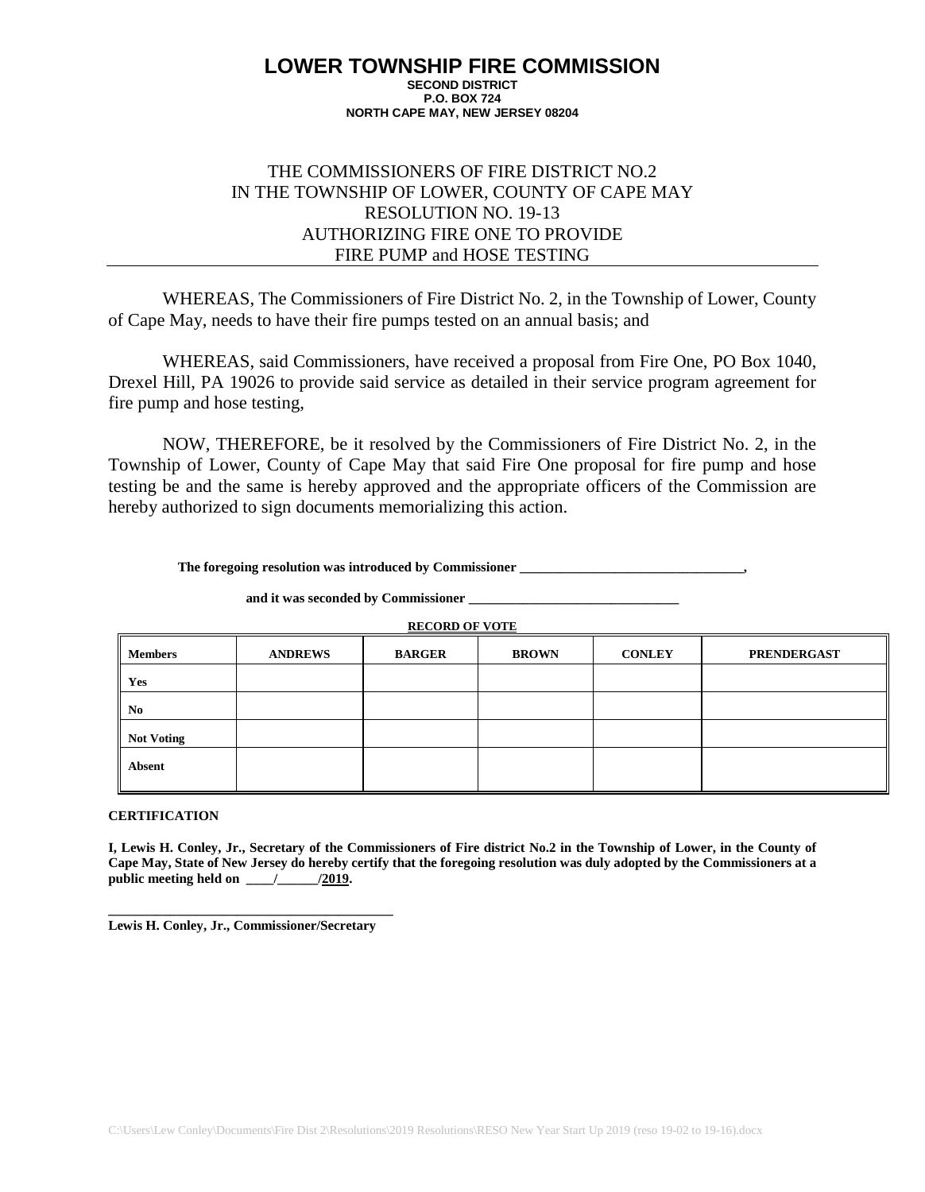# LOWER TOWNSHIP FIRE COMMISSION

**SECOND DISTRICT**
**P.O. BOX 724**
**NORTH CAPE MAY, NEW JERSEY 08204**

THE COMMISSIONERS OF FIRE DISTRICT NO.2
IN THE TOWNSHIP OF LOWER, COUNTY OF CAPE MAY
RESOLUTION NO. 19-13
AUTHORIZING FIRE ONE TO PROVIDE
FIRE PUMP and HOSE TESTING

---

WHEREAS, The Commissioners of Fire District No. 2, in the Township of Lower, County of Cape May, needs to have their fire pumps tested on an annual basis; and

WHEREAS, said Commissioners, have received a proposal from Fire One, PO Box 1040, Drexel Hill, PA 19026 to provide said service as detailed in their service program agreement for fire pump and hose testing,

NOW, THEREFORE, be it resolved by the Commissioners of Fire District No. 2, in the Township of Lower, County of Cape May that said Fire One proposal for fire pump and hose testing be and the same is hereby approved and the appropriate officers of the Commission are hereby authorized to sign documents memorializing this action.

**The foregoing resolution was introduced by Commissioner ________________________________,**

**and it was seconded by Commissioner ______________________________**

**RECORD OF VOTE**

| Members | ANDREWS | BARGER | BROWN | CONLEY | PRENDERGAST |
|---|---|---|---|---|---|
| Yes | | | | | |
| No | | | | | |
| Not Voting | | | | | |
| Absent | | | | | |

**CERTIFICATION**

**I, Lewis H. Conley, Jr., Secretary of the Commissioners of Fire district No.2 in the Township of Lower, in the County of Cape May, State of New Jersey do hereby certify that the foregoing resolution was duly adopted by the Commissioners at a public meeting held on ____/______/2019.**

**_________________________________________**
**Lewis H. Conley, Jr., Commissioner/Secretary**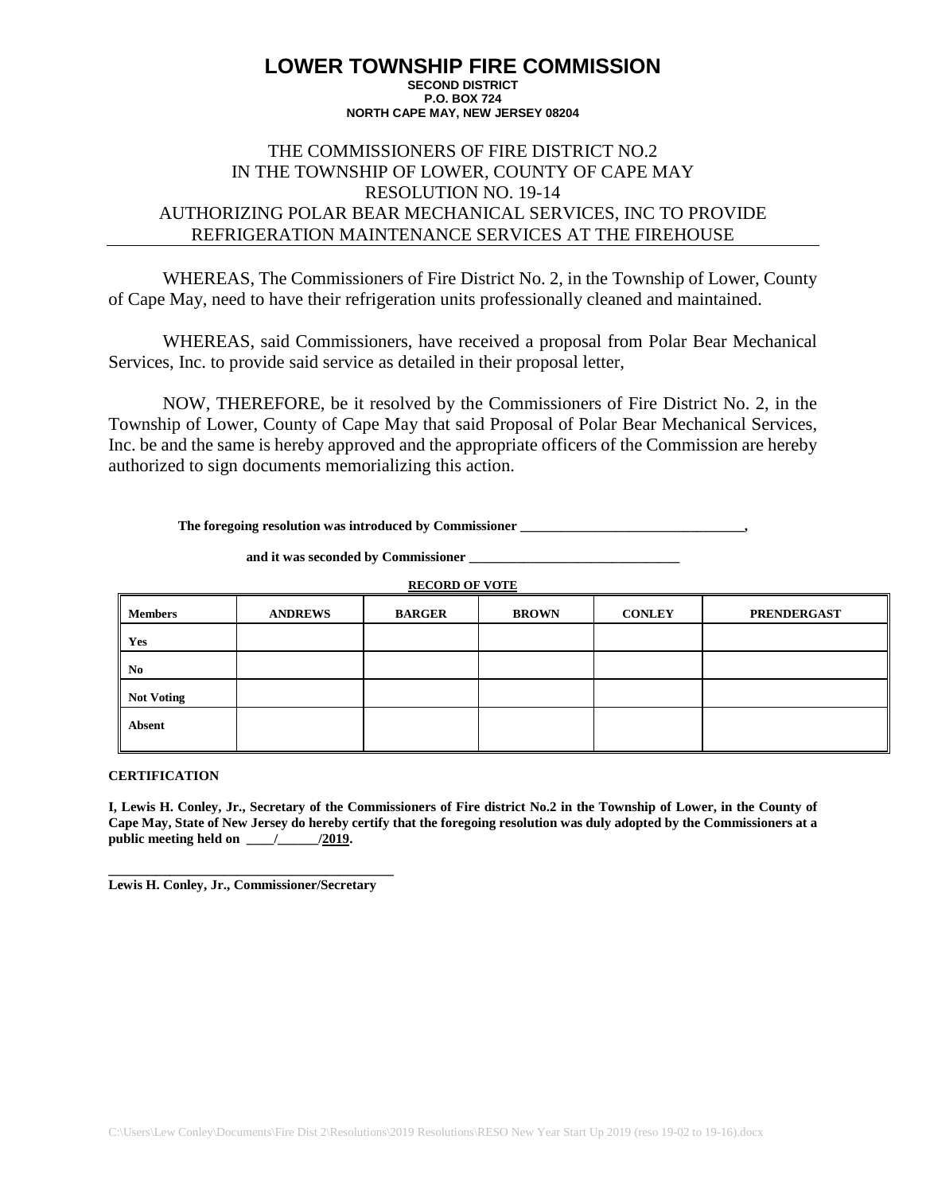# LOWER TOWNSHIP FIRE COMMISSION

**SECOND DISTRICT**
**P.O. BOX 724**
**NORTH CAPE MAY, NEW JERSEY 08204**

THE COMMISSIONERS OF FIRE DISTRICT NO.2
IN THE TOWNSHIP OF LOWER, COUNTY OF CAPE MAY
RESOLUTION NO. 19-14
AUTHORIZING POLAR BEAR MECHANICAL SERVICES, INC TO PROVIDE REFRIGERATION MAINTENANCE SERVICES AT THE FIREHOUSE

WHEREAS, The Commissioners of Fire District No. 2, in the Township of Lower, County of Cape May, need to have their refrigeration units professionally cleaned and maintained.

WHEREAS, said Commissioners, have received a proposal from Polar Bear Mechanical Services, Inc. to provide said service as detailed in their proposal letter,

NOW, THEREFORE, be it resolved by the Commissioners of Fire District No. 2, in the Township of Lower, County of Cape May that said Proposal of Polar Bear Mechanical Services, Inc. be and the same is hereby approved and the appropriate officers of the Commission are hereby authorized to sign documents memorializing this action.

**The foregoing resolution was introduced by Commissioner ________________________________,**

**and it was seconded by Commissioner ______________________________**

**RECORD OF VOTE**

| Members | ANDREWS | BARGER | BROWN | CONLEY | PRENDERGAST |
|---|---|---|---|---|---|
| Yes | | | | | |
| No | | | | | |
| Not Voting | | | | | |
| Absent | | | | | |

**CERTIFICATION**

**I, Lewis H. Conley, Jr., Secretary of the Commissioners of Fire district No.2 in the Township of Lower, in the County of Cape May, State of New Jersey do hereby certify that the foregoing resolution was duly adopted by the Commissioners at a public meeting held on ____/______/2019.**

**________________________________________**
**Lewis H. Conley, Jr., Commissioner/Secretary**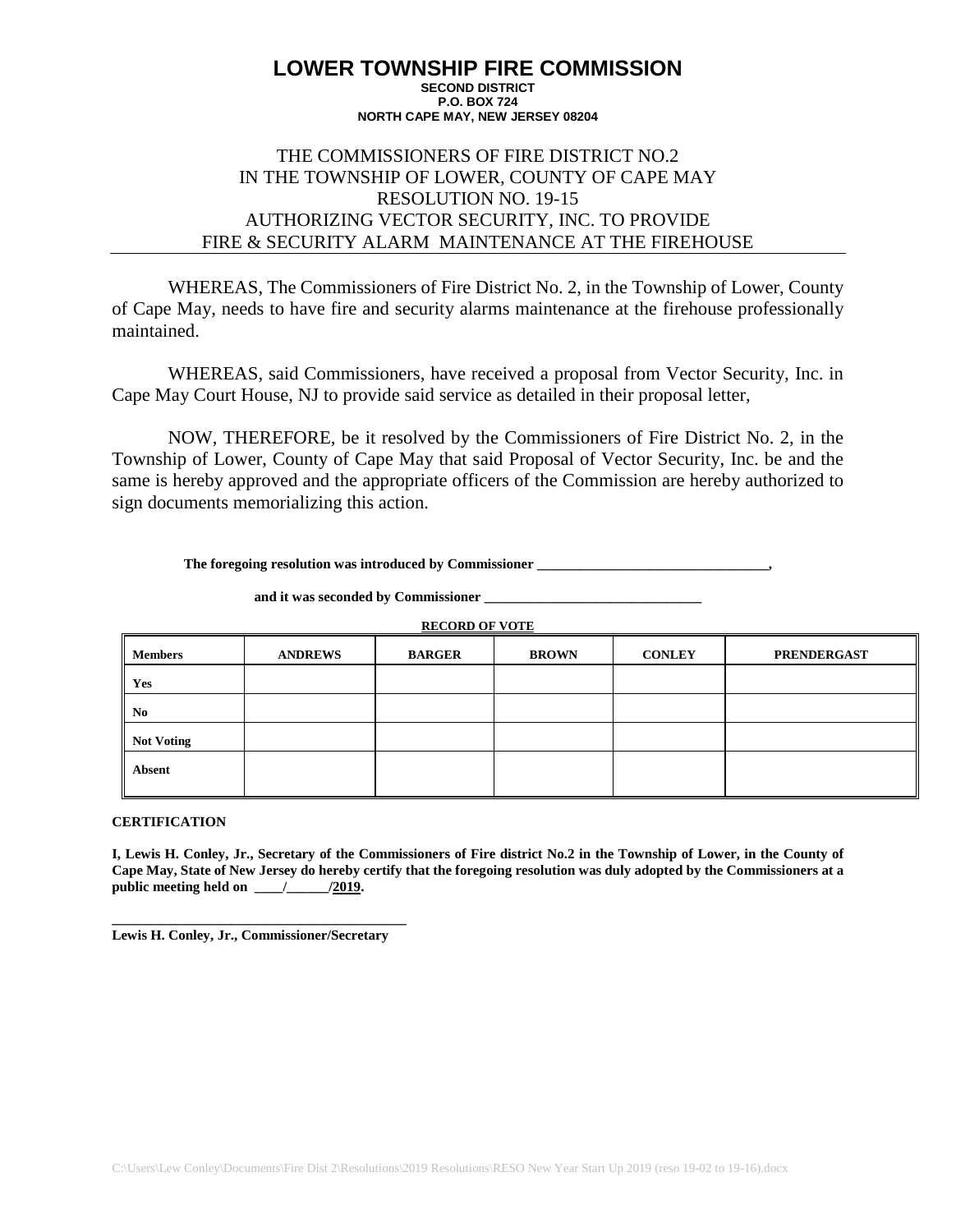# LOWER TOWNSHIP FIRE COMMISSION

**SECOND DISTRICT**
**P.O. BOX 724**
**NORTH CAPE MAY, NEW JERSEY 08204**

THE COMMISSIONERS OF FIRE DISTRICT NO.2
IN THE TOWNSHIP OF LOWER, COUNTY OF CAPE MAY
RESOLUTION NO. 19-15
AUTHORIZING VECTOR SECURITY, INC. TO PROVIDE
FIRE & SECURITY ALARM MAINTENANCE AT THE FIREHOUSE

WHEREAS, The Commissioners of Fire District No. 2, in the Township of Lower, County of Cape May, needs to have fire and security alarms maintenance at the firehouse professionally maintained.

WHEREAS, said Commissioners, have received a proposal from Vector Security, Inc. in Cape May Court House, NJ to provide said service as detailed in their proposal letter,

NOW, THEREFORE, be it resolved by the Commissioners of Fire District No. 2, in the Township of Lower, County of Cape May that said Proposal of Vector Security, Inc. be and the same is hereby approved and the appropriate officers of the Commission are hereby authorized to sign documents memorializing this action.

**The foregoing resolution was introduced by Commissioner ________________________________,**

**and it was seconded by Commissioner _______________________________**

**RECORD OF VOTE**

| Members | ANDREWS | BARGER | BROWN | CONLEY | PRENDERGAST |
|---|---|---|---|---|---|
| Yes | | | | | |
| No | | | | | |
| Not Voting | | | | | |
| Absent | | | | | |

**CERTIFICATION**

**I, Lewis H. Conley, Jr., Secretary of the Commissioners of Fire district No.2 in the Township of Lower, in the County of Cape May, State of New Jersey do hereby certify that the foregoing resolution was duly adopted by the Commissioners at a public meeting held on ____/______/2019.**

**__________________________________________**
**Lewis H. Conley, Jr., Commissioner/Secretary**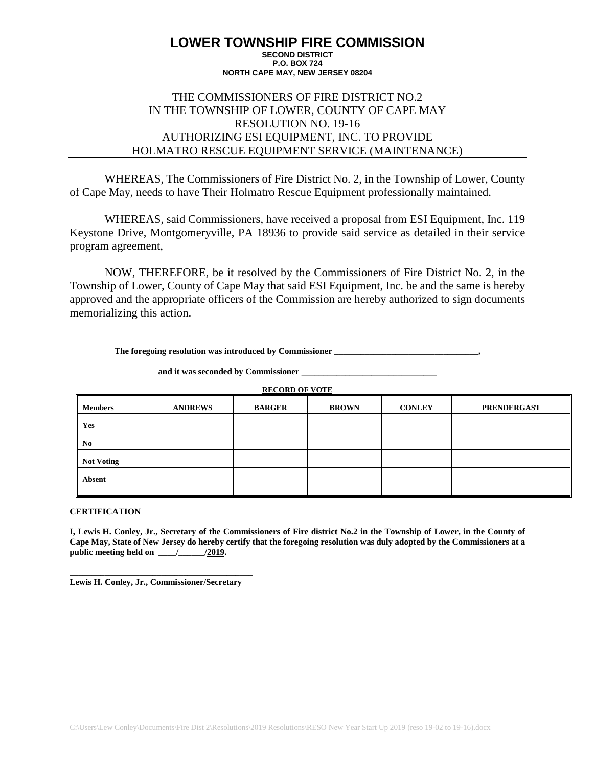# LOWER TOWNSHIP FIRE COMMISSION

**SECOND DISTRICT**
**P.O. BOX 724**
**NORTH CAPE MAY, NEW JERSEY 08204**

THE COMMISSIONERS OF FIRE DISTRICT NO.2
IN THE TOWNSHIP OF LOWER, COUNTY OF CAPE MAY
RESOLUTION NO. 19-16
AUTHORIZING ESI EQUIPMENT, INC. TO PROVIDE
HOLMATRO RESCUE EQUIPMENT SERVICE (MAINTENANCE)

WHEREAS, The Commissioners of Fire District No. 2, in the Township of Lower, County of Cape May, needs to have Their Holmatro Rescue Equipment professionally maintained.

WHEREAS, said Commissioners, have received a proposal from ESI Equipment, Inc. 119 Keystone Drive, Montgomeryville, PA 18936 to provide said service as detailed in their service program agreement,

NOW, THEREFORE, be it resolved by the Commissioners of Fire District No. 2, in the Township of Lower, County of Cape May that said ESI Equipment, Inc. be and the same is hereby approved and the appropriate officers of the Commission are hereby authorized to sign documents memorializing this action.

**The foregoing resolution was introduced by Commissioner _______________________________,**

**and it was seconded by Commissioner _______________________________**

**RECORD OF VOTE**

| Members | ANDREWS | BARGER | BROWN | CONLEY | PRENDERGAST |
|---|---|---|---|---|---|
| Yes | | | | | |
| No | | | | | |
| Not Voting | | | | | |
| Absent | | | | | |

**CERTIFICATION**

**I, Lewis H. Conley, Jr., Secretary of the Commissioners of Fire district No.2 in the Township of Lower, in the County of Cape May, State of New Jersey do hereby certify that the foregoing resolution was duly adopted by the Commissioners at a public meeting held on ____/______/2019.**

_________________________________________
**Lewis H. Conley, Jr., Commissioner/Secretary**

C:\Users\Lew Conley\Documents\Fire Dist 2\Resolutions\2019 Resolutions\RESO New Year Start Up 2019 (reso 19-02 to 19-16).docx